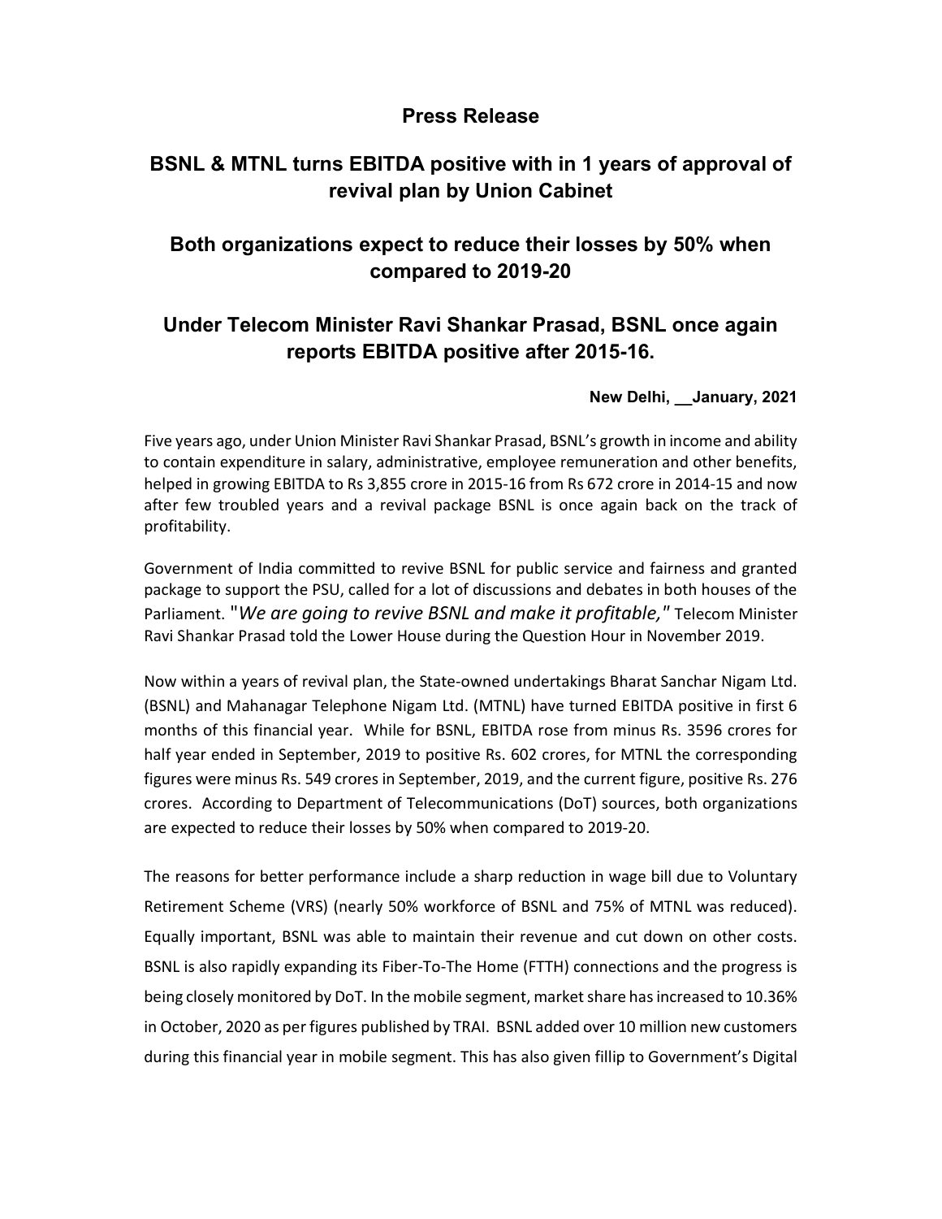# Press Release

## BSNL & MTNL turns EBITDA positive with in 1 years of approval of revival plan by Union Cabinet

## Both organizations expect to reduce their losses by 50% when compared to 2019-20

## Under Telecom Minister Ravi Shankar Prasad, BSNL once again reports EBITDA positive after 2015-16.

**New Delhi, __January, 2021**

Five years ago, under Union Minister Ravi Shankar Prasad, BSNL's growth in income and ability to contain expenditure in salary, administrative, employee remuneration and other benefits, helped in growing EBITDA to Rs 3,855 crore in 2015-16 from Rs 672 crore in 2014-15 and now after few troubled years and a revival package BSNL is once again back on the track of profitability.

Government of India committed to revive BSNL for public service and fairness and granted package to support the PSU, called for a lot of discussions and debates in both houses of the Parliament. "*We are going to revive BSNL and make it profitable,*" Telecom Minister Ravi Shankar Prasad told the Lower House during the Question Hour in November 2019.

Now within a years of revival plan, the State-owned undertakings Bharat Sanchar Nigam Ltd. (BSNL) and Mahanagar Telephone Nigam Ltd. (MTNL) have turned EBITDA positive in first 6 months of this financial year. While for BSNL, EBITDA rose from minus Rs. 3596 crores for half year ended in September, 2019 to positive Rs. 602 crores, for MTNL the corresponding figures were minus Rs. 549 crores in September, 2019, and the current figure, positive Rs. 276 crores. According to Department of Telecommunications (DoT) sources, both organizations are expected to reduce their losses by 50% when compared to 2019-20.

The reasons for better performance include a sharp reduction in wage bill due to Voluntary Retirement Scheme (VRS) (nearly 50% workforce of BSNL and 75% of MTNL was reduced). Equally important, BSNL was able to maintain their revenue and cut down on other costs. BSNL is also rapidly expanding its Fiber-To-The Home (FTTH) connections and the progress is being closely monitored by DoT. In the mobile segment, market share has increased to 10.36% in October, 2020 as per figures published by TRAI. BSNL added over 10 million new customers during this financial year in mobile segment. This has also given fillip to Government's Digital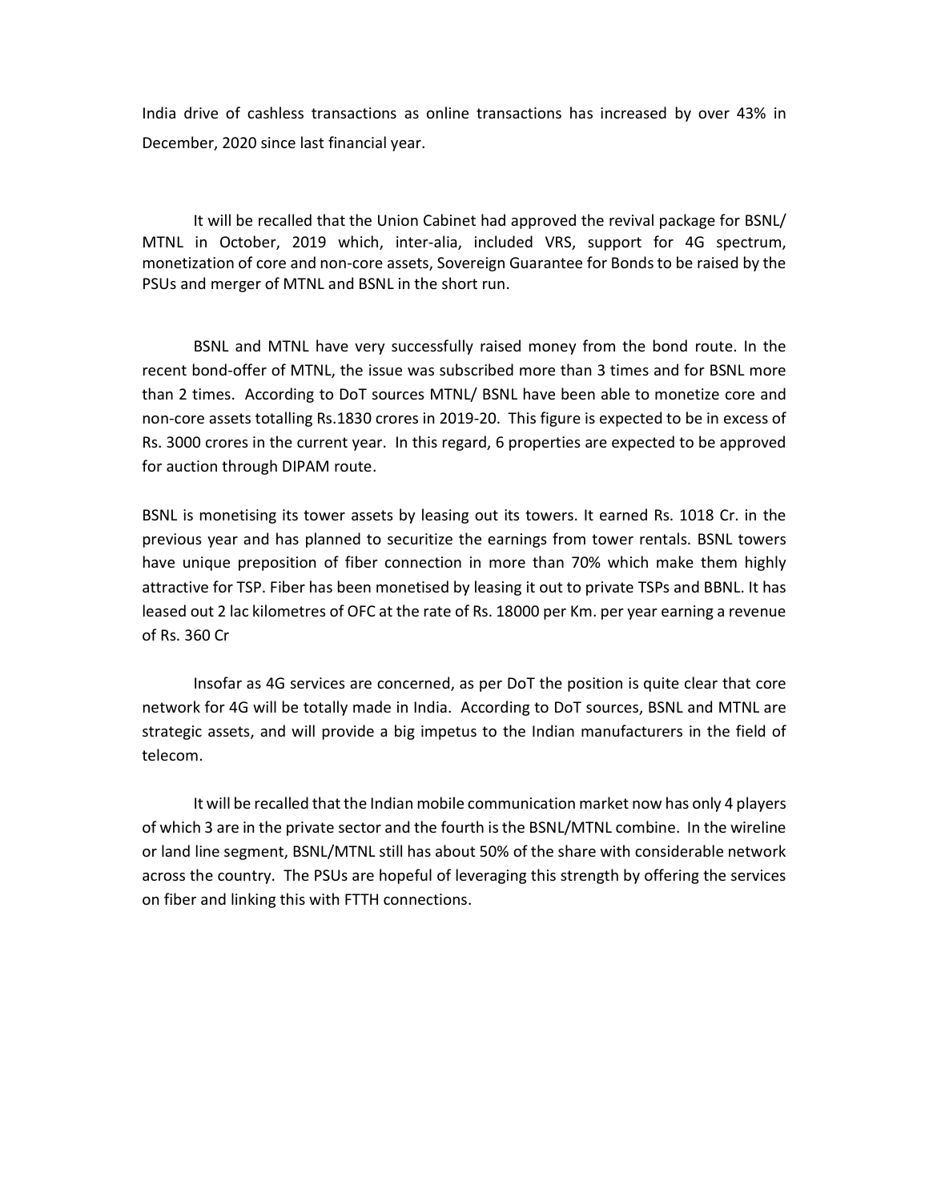India drive of cashless transactions as online transactions has increased by over 43% in December, 2020 since last financial year.

It will be recalled that the Union Cabinet had approved the revival package for BSNL/ MTNL in October, 2019 which, inter-alia, included VRS, support for 4G spectrum, monetization of core and non-core assets, Sovereign Guarantee for Bonds to be raised by the PSUs and merger of MTNL and BSNL in the short run.

BSNL and MTNL have very successfully raised money from the bond route. In the recent bond-offer of MTNL, the issue was subscribed more than 3 times and for BSNL more than 2 times. According to DoT sources MTNL/ BSNL have been able to monetize core and non-core assets totalling Rs.1830 crores in 2019-20. This figure is expected to be in excess of Rs. 3000 crores in the current year. In this regard, 6 properties are expected to be approved for auction through DIPAM route.

BSNL is monetising its tower assets by leasing out its towers. It earned Rs. 1018 Cr. in the previous year and has planned to securitize the earnings from tower rentals. BSNL towers have unique preposition of fiber connection in more than 70% which make them highly attractive for TSP. Fiber has been monetised by leasing it out to private TSPs and BBNL. It has leased out 2 lac kilometres of OFC at the rate of Rs. 18000 per Km. per year earning a revenue of Rs. 360 Cr

Insofar as 4G services are concerned, as per DoT the position is quite clear that core network for 4G will be totally made in India. According to DoT sources, BSNL and MTNL are strategic assets, and will provide a big impetus to the Indian manufacturers in the field of telecom.

It will be recalled that the Indian mobile communication market now has only 4 players of which 3 are in the private sector and the fourth is the BSNL/MTNL combine. In the wireline or land line segment, BSNL/MTNL still has about 50% of the share with considerable network across the country. The PSUs are hopeful of leveraging this strength by offering the services on fiber and linking this with FTTH connections.